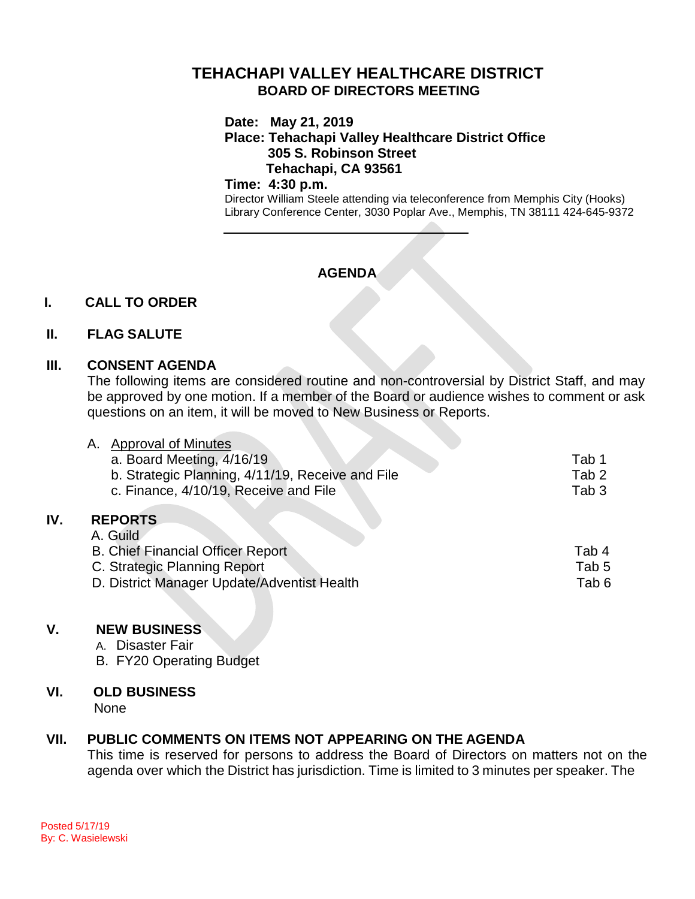# TEHACHAPI VALLEY HEALTHCARE DISTRICT

## BOARD OF DIRECTORS MEETING

**Date: May 21, 2019**
**Place: Tehachapi Valley Healthcare District Office**
**305 S. Robinson Street**
**Tehachapi, CA 93561**
**Time: 4:30 p.m.**

Director William Steele attending via teleconference from Memphis City (Hooks) Library Conference Center, 3030 Poplar Ave., Memphis, TN 38111 424-645-9372

DRAFT

## AGENDA

### I. CALL TO ORDER

### II. FLAG SALUTE

### III. CONSENT AGENDA

The following items are considered routine and non-controversial by District Staff, and may be approved by one motion. If a member of the Board or audience wishes to comment or ask questions on an item, it will be moved to New Business or Reports.

A. Approval of Minutes

| | |
|---|---|
| a. Board Meeting, 4/16/19 | Tab 1 |
| b. Strategic Planning, 4/11/19, Receive and File | Tab 2 |
| c. Finance, 4/10/19, Receive and File | Tab 3 |

### IV. REPORTS

| | |
|---|---|
| A. Guild | |
| B. Chief Financial Officer Report | Tab 4 |
| C. Strategic Planning Report | Tab 5 |
| D. District Manager Update/Adventist Health | Tab 6 |

### V. NEW BUSINESS

A. Disaster Fair
B. FY20 Operating Budget

### VI. OLD BUSINESS

None

### VII. PUBLIC COMMENTS ON ITEMS NOT APPEARING ON THE AGENDA

This time is reserved for persons to address the Board of Directors on matters not on the agenda over which the District has jurisdiction. Time is limited to 3 minutes per speaker. The

Posted 5/17/19
By: C. Wasielewski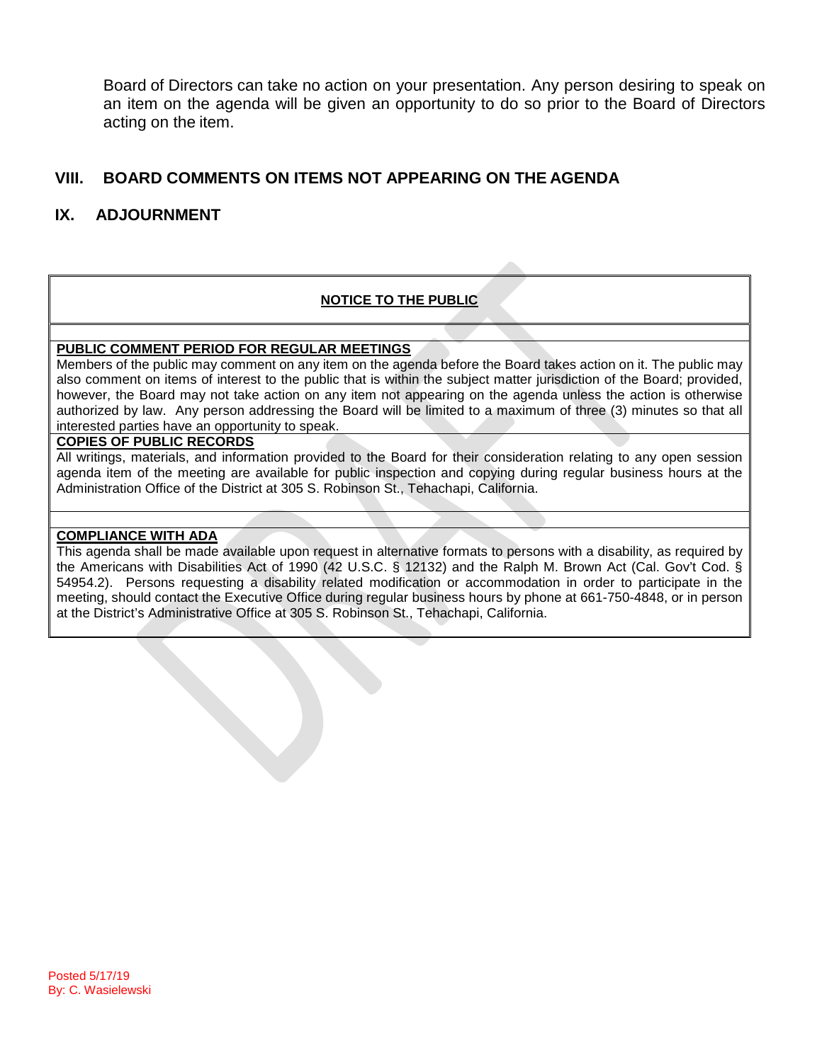Board of Directors can take no action on your presentation. Any person desiring to speak on an item on the agenda will be given an opportunity to do so prior to the Board of Directors acting on the item.

## VIII. BOARD COMMENTS ON ITEMS NOT APPEARING ON THE AGENDA

## IX. ADJOURNMENT

**NOTICE TO THE PUBLIC**

**PUBLIC COMMENT PERIOD FOR REGULAR MEETINGS**

Members of the public may comment on any item on the agenda before the Board takes action on it. The public may also comment on items of interest to the public that is within the subject matter jurisdiction of the Board; provided, however, the Board may not take action on any item not appearing on the agenda unless the action is otherwise authorized by law. Any person addressing the Board will be limited to a maximum of three (3) minutes so that all interested parties have an opportunity to speak.

**COPIES OF PUBLIC RECORDS**

All writings, materials, and information provided to the Board for their consideration relating to any open session agenda item of the meeting are available for public inspection and copying during regular business hours at the Administration Office of the District at 305 S. Robinson St., Tehachapi, California.

**COMPLIANCE WITH ADA**

This agenda shall be made available upon request in alternative formats to persons with a disability, as required by the Americans with Disabilities Act of 1990 (42 U.S.C. § 12132) and the Ralph M. Brown Act (Cal. Gov't Cod. § 54954.2). Persons requesting a disability related modification or accommodation in order to participate in the meeting, should contact the Executive Office during regular business hours by phone at 661-750-4848, or in person at the District's Administrative Office at 305 S. Robinson St., Tehachapi, California.

Posted 5/17/19
By: C. Wasielewski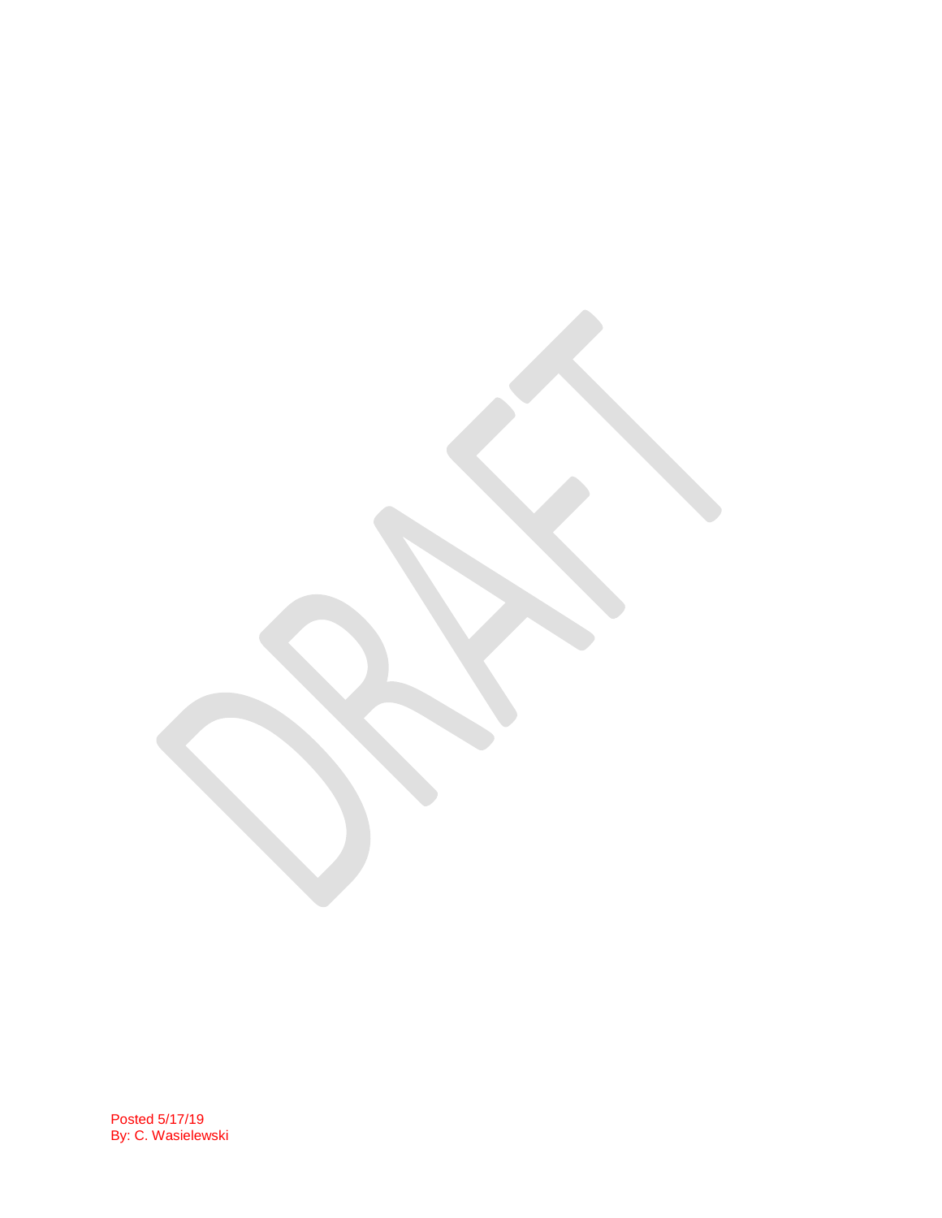Posted 5/17/19
By: C. Wasielewski